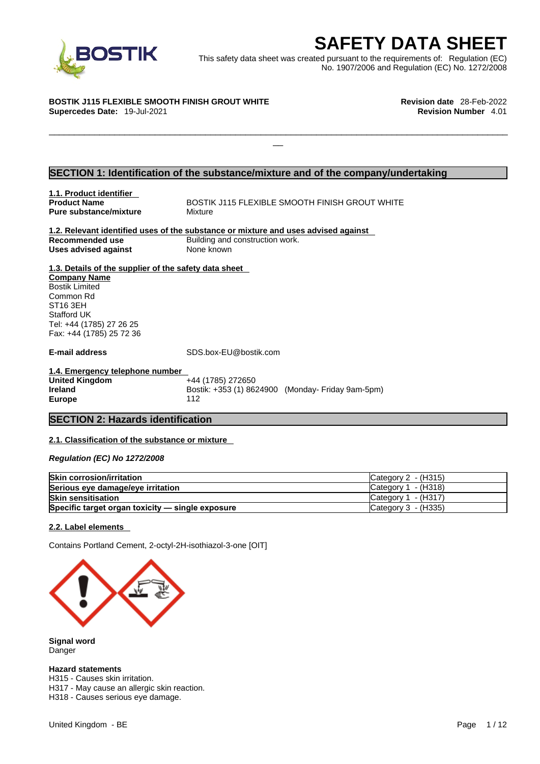# SAFETY DATA SHEET

This safety data sheet was created pursuant to the requirements of: Regulation (EC) No. 1907/2006 and Regulation (EC) No. 1272/2008

**BOSTIK J115 FLEXIBLE SMOOTH FINISH GROUT WHITE**
**Supercedes Date:** 19-Jul-2021

**Revision date** 28-Feb-2022
**Revision Number** 4.01

## SECTION 1: Identification of the substance/mixture and of the company/undertaking

### 1.1. Product identifier

**Product Name** BOSTIK J115 FLEXIBLE SMOOTH FINISH GROUT WHITE
**Pure substance/mixture** Mixture

### 1.2. Relevant identified uses of the substance or mixture and uses advised against

**Recommended use** Building and construction work.
**Uses advised against** None known

### 1.3. Details of the supplier of the safety data sheet

**Company Name**
Bostik Limited
Common Rd
ST16 3EH
Stafford UK
Tel: +44 (1785) 27 26 25
Fax: +44 (1785) 25 72 36

**E-mail address** SDS.box-EU@bostik.com

### 1.4. Emergency telephone number

**United Kingdom** +44 (1785) 272650
**Ireland** Bostik: +353 (1) 8624900 (Monday- Friday 9am-5pm)
**Europe** 112

## SECTION 2: Hazards identification

### 2.1. Classification of the substance or mixture

*Regulation (EC) No 1272/2008*

| | |
|---|---|
| **Skin corrosion/irritation** | Category 2 - (H315) |
| **Serious eye damage/eye irritation** | Category 1 - (H318) |
| **Skin sensitisation** | Category 1 - (H317) |
| **Specific target organ toxicity — single exposure** | Category 3 - (H335) |

### 2.2. Label elements

Contains Portland Cement, 2-octyl-2H-isothiazol-3-one [OIT]

**Signal word**
Danger

**Hazard statements**
H315 - Causes skin irritation.
H317 - May cause an allergic skin reaction.
H318 - Causes serious eye damage.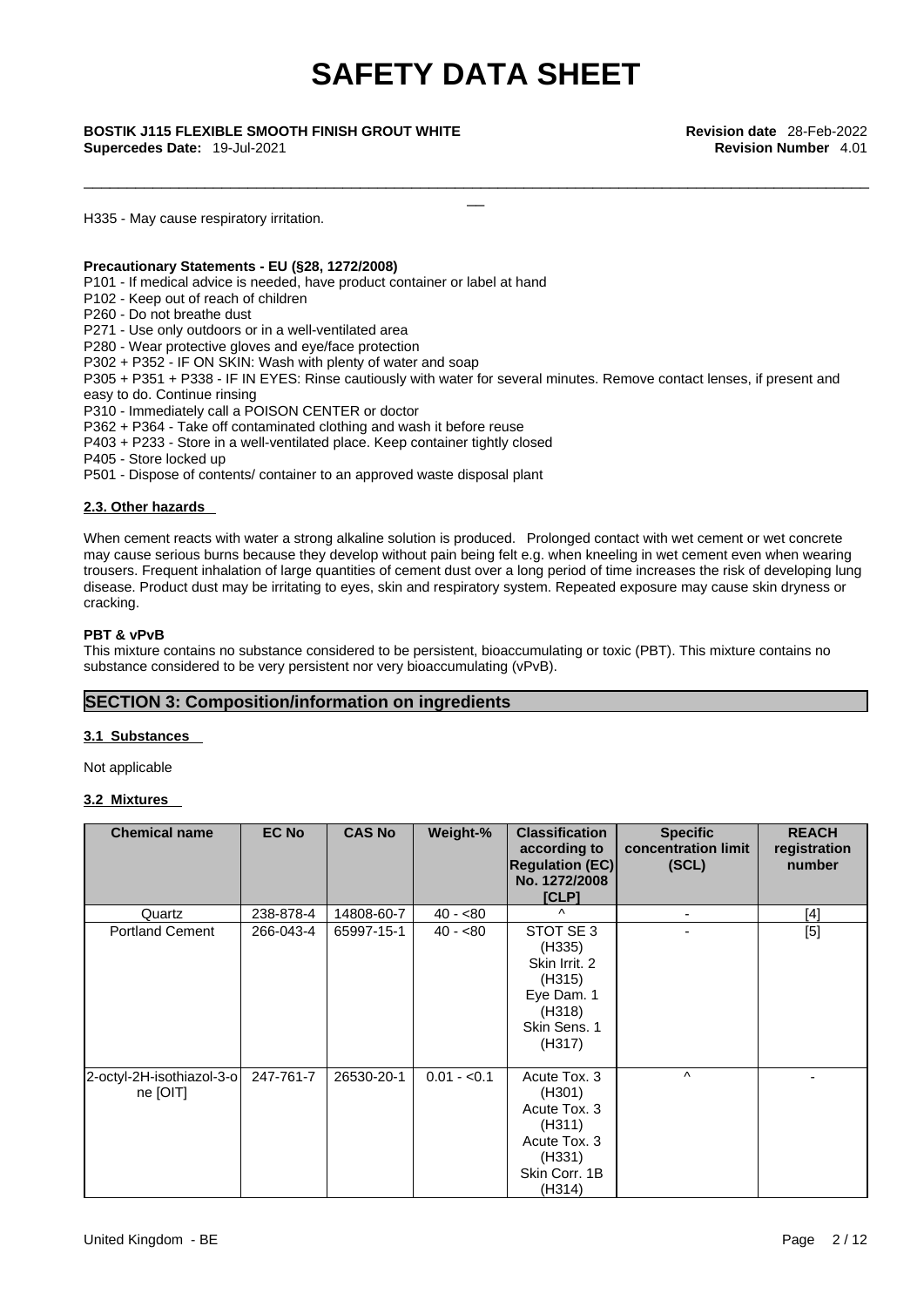H335 - May cause respiratory irritation.

**Precautionary Statements - EU (§28, 1272/2008)**

P101 - If medical advice is needed, have product container or label at hand
P102 - Keep out of reach of children
P260 - Do not breathe dust
P271 - Use only outdoors or in a well-ventilated area
P280 - Wear protective gloves and eye/face protection
P302 + P352 - IF ON SKIN: Wash with plenty of water and soap
P305 + P351 + P338 - IF IN EYES: Rinse cautiously with water for several minutes. Remove contact lenses, if present and easy to do. Continue rinsing
P310 - Immediately call a POISON CENTER or doctor
P362 + P364 - Take off contaminated clothing and wash it before reuse
P403 + P233 - Store in a well-ventilated place. Keep container tightly closed
P405 - Store locked up
P501 - Dispose of contents/ container to an approved waste disposal plant

### 2.3. Other hazards

When cement reacts with water a strong alkaline solution is produced. Prolonged contact with wet cement or wet concrete may cause serious burns because they develop without pain being felt e.g. when kneeling in wet cement even when wearing trousers. Frequent inhalation of large quantities of cement dust over a long period of time increases the risk of developing lung disease. Product dust may be irritating to eyes, skin and respiratory system. Repeated exposure may cause skin dryness or cracking.

**PBT & vPvB**

This mixture contains no substance considered to be persistent, bioaccumulating or toxic (PBT). This mixture contains no substance considered to be very persistent nor very bioaccumulating (vPvB).

## SECTION 3: Composition/information on ingredients

### 3.1 Substances

Not applicable

### 3.2 Mixtures

| Chemical name | EC No | CAS No | Weight-% | Classification according to Regulation (EC) No. 1272/2008 [CLP] | Specific concentration limit (SCL) | REACH registration number |
|---|---|---|---|---|---|---|
| Quartz | 238-878-4 | 14808-60-7 | 40 - <80 | ^ | - | [4] |
| Portland Cement | 266-043-4 | 65997-15-1 | 40 - <80 | STOT SE 3 (H335) Skin Irrit. 2 (H315) Eye Dam. 1 (H318) Skin Sens. 1 (H317) | - | [5] |
| 2-octyl-2H-isothiazol-3-one [OIT] | 247-761-7 | 26530-20-1 | 0.01 - <0.1 | Acute Tox. 3 (H301) Acute Tox. 3 (H311) Acute Tox. 3 (H331) Skin Corr. 1B (H314) | ^ | - |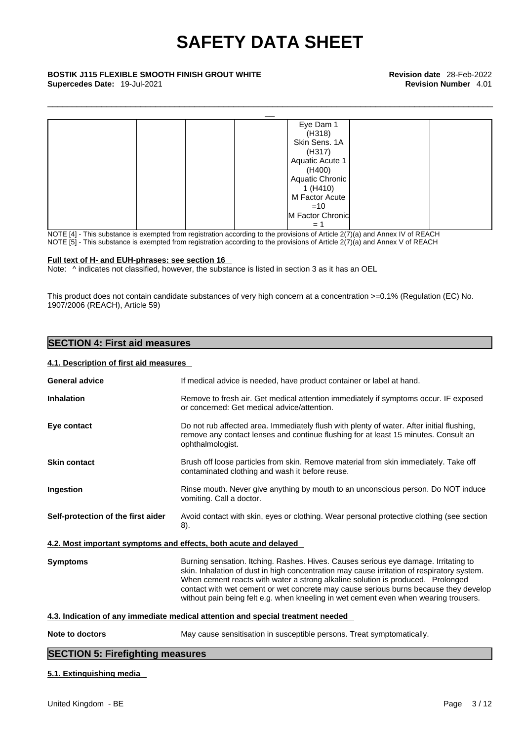| | | | | | | |
|---|---|---|---|---|---|---|
| | | | | Eye Dam 1 (H318)<br>Skin Sens. 1A (H317)<br>Aquatic Acute 1 (H400)<br>Aquatic Chronic 1 (H410)<br>M Factor Acute =10<br>M Factor Chronic = 1 | | |

NOTE [4] - This substance is exempted from registration according to the provisions of Article 2(7)(a) and Annex IV of REACH
NOTE [5] - This substance is exempted from registration according to the provisions of Article 2(7)(a) and Annex V of REACH

**Full text of H- and EUH-phrases: see section 16**

Note: ^ indicates not classified, however, the substance is listed in section 3 as it has an OEL

This product does not contain candidate substances of very high concern at a concentration >=0.1% (Regulation (EC) No. 1907/2006 (REACH), Article 59)

## SECTION 4: First aid measures

### 4.1. Description of first aid measures

**General advice** If medical advice is needed, have product container or label at hand.

**Inhalation** Remove to fresh air. Get medical attention immediately if symptoms occur. IF exposed or concerned: Get medical advice/attention.

**Eye contact** Do not rub affected area. Immediately flush with plenty of water. After initial flushing, remove any contact lenses and continue flushing for at least 15 minutes. Consult an ophthalmologist.

**Skin contact** Brush off loose particles from skin. Remove material from skin immediately. Take off contaminated clothing and wash it before reuse.

**Ingestion** Rinse mouth. Never give anything by mouth to an unconscious person. Do NOT induce vomiting. Call a doctor.

**Self-protection of the first aider** Avoid contact with skin, eyes or clothing. Wear personal protective clothing (see section 8).

### 4.2. Most important symptoms and effects, both acute and delayed

**Symptoms** Burning sensation. Itching. Rashes. Hives. Causes serious eye damage. Irritating to skin. Inhalation of dust in high concentration may cause irritation of respiratory system. When cement reacts with water a strong alkaline solution is produced. Prolonged contact with wet cement or wet concrete may cause serious burns because they develop without pain being felt e.g. when kneeling in wet cement even when wearing trousers.

### 4.3. Indication of any immediate medical attention and special treatment needed

**Note to doctors** May cause sensitisation in susceptible persons. Treat symptomatically.

## SECTION 5: Firefighting measures

### 5.1. Extinguishing media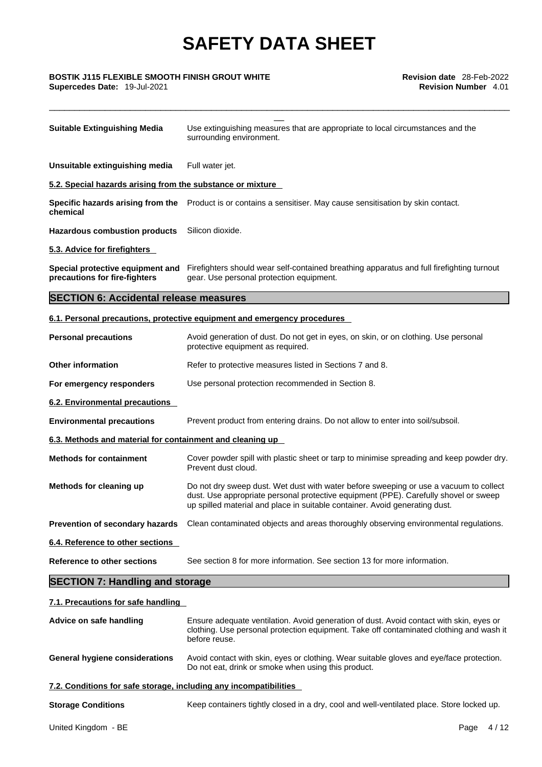| | |
|---|---|
| **Suitable Extinguishing Media** | Use extinguishing measures that are appropriate to local circumstances and the surrounding environment. |
| **Unsuitable extinguishing media** | Full water jet. |

**5.2. Special hazards arising from the substance or mixture**

| | |
|---|---|
| **Specific hazards arising from the chemical** | Product is or contains a sensitiser. May cause sensitisation by skin contact. |
| **Hazardous combustion products** | Silicon dioxide. |

**5.3. Advice for firefighters**

| | |
|---|---|
| **Special protective equipment and precautions for fire-fighters** | Firefighters should wear self-contained breathing apparatus and full firefighting turnout gear. Use personal protection equipment. |

## SECTION 6: Accidental release measures

**6.1. Personal precautions, protective equipment and emergency procedures**

| | |
|---|---|
| **Personal precautions** | Avoid generation of dust. Do not get in eyes, on skin, or on clothing. Use personal protective equipment as required. |
| **Other information** | Refer to protective measures listed in Sections 7 and 8. |
| **For emergency responders** | Use personal protection recommended in Section 8. |

**6.2. Environmental precautions**

| | |
|---|---|
| **Environmental precautions** | Prevent product from entering drains. Do not allow to enter into soil/subsoil. |

**6.3. Methods and material for containment and cleaning up**

| | |
|---|---|
| **Methods for containment** | Cover powder spill with plastic sheet or tarp to minimise spreading and keep powder dry. Prevent dust cloud. |
| **Methods for cleaning up** | Do not dry sweep dust. Wet dust with water before sweeping or use a vacuum to collect dust. Use appropriate personal protective equipment (PPE). Carefully shovel or sweep up spilled material and place in suitable container. Avoid generating dust. |
| **Prevention of secondary hazards** | Clean contaminated objects and areas thoroughly observing environmental regulations. |

**6.4. Reference to other sections**

| | |
|---|---|
| **Reference to other sections** | See section 8 for more information. See section 13 for more information. |

## SECTION 7: Handling and storage

**7.1. Precautions for safe handling**

| | |
|---|---|
| **Advice on safe handling** | Ensure adequate ventilation. Avoid generation of dust. Avoid contact with skin, eyes or clothing. Use personal protection equipment. Take off contaminated clothing and wash it before reuse. |
| **General hygiene considerations** | Avoid contact with skin, eyes or clothing. Wear suitable gloves and eye/face protection. Do not eat, drink or smoke when using this product. |

**7.2. Conditions for safe storage, including any incompatibilities**

| | |
|---|---|
| **Storage Conditions** | Keep containers tightly closed in a dry, cool and well-ventilated place. Store locked up. |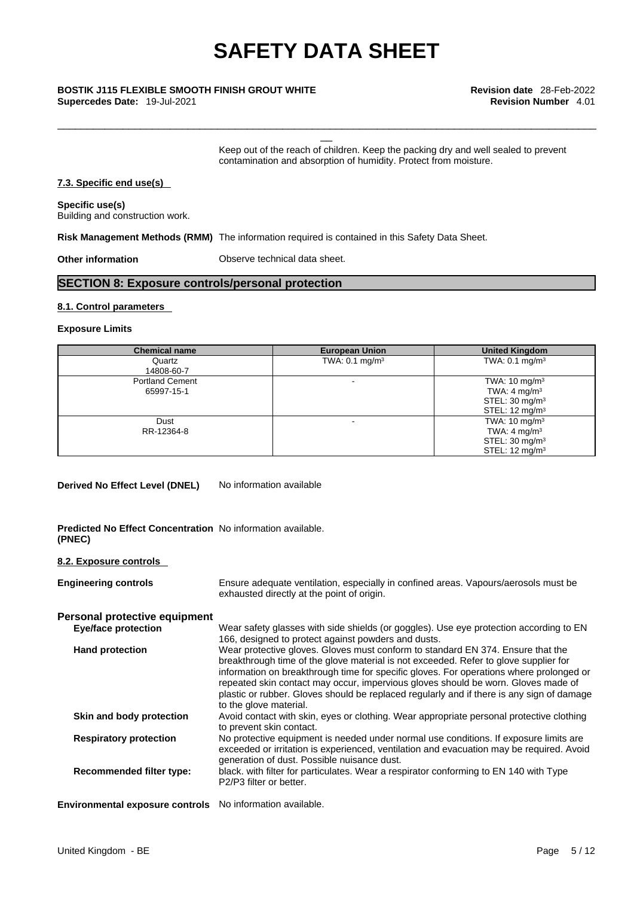Keep out of the reach of children. Keep the packing dry and well sealed to prevent contamination and absorption of humidity. Protect from moisture.

### 7.3. Specific end use(s)

**Specific use(s)**
Building and construction work.

**Risk Management Methods (RMM)** The information required is contained in this Safety Data Sheet.

**Other information** Observe technical data sheet.

## SECTION 8: Exposure controls/personal protection

### 8.1. Control parameters

**Exposure Limits**

| Chemical name | European Union | United Kingdom |
|---|---|---|
| Quartz<br>14808-60-7 | TWA: 0.1 mg/m³ | TWA: 0.1 mg/m³ |
| Portland Cement<br>65997-15-1 | - | TWA: 10 mg/m³<br>TWA: 4 mg/m³<br>STEL: 30 mg/m³<br>STEL: 12 mg/m³ |
| Dust<br>RR-12364-8 | - | TWA: 10 mg/m³<br>TWA: 4 mg/m³<br>STEL: 30 mg/m³<br>STEL: 12 mg/m³ |

**Derived No Effect Level (DNEL)** No information available

**Predicted No Effect Concentration (PNEC)** No information available.

### 8.2. Exposure controls

**Engineering controls** Ensure adequate ventilation, especially in confined areas. Vapours/aerosols must be exhausted directly at the point of origin.

**Personal protective equipment**

**Eye/face protection** Wear safety glasses with side shields (or goggles). Use eye protection according to EN 166, designed to protect against powders and dusts.

**Hand protection** Wear protective gloves. Gloves must conform to standard EN 374. Ensure that the breakthrough time of the glove material is not exceeded. Refer to glove supplier for information on breakthrough time for specific gloves. For operations where prolonged or repeated skin contact may occur, impervious gloves should be worn. Gloves made of plastic or rubber. Gloves should be replaced regularly and if there is any sign of damage to the glove material.

**Skin and body protection** Avoid contact with skin, eyes or clothing. Wear appropriate personal protective clothing to prevent skin contact.

**Respiratory protection** No protective equipment is needed under normal use conditions. If exposure limits are exceeded or irritation is experienced, ventilation and evacuation may be required. Avoid generation of dust. Possible nuisance dust.

**Recommended filter type:** black. with filter for particulates. Wear a respirator conforming to EN 140 with Type P2/P3 filter or better.

**Environmental exposure controls** No information available.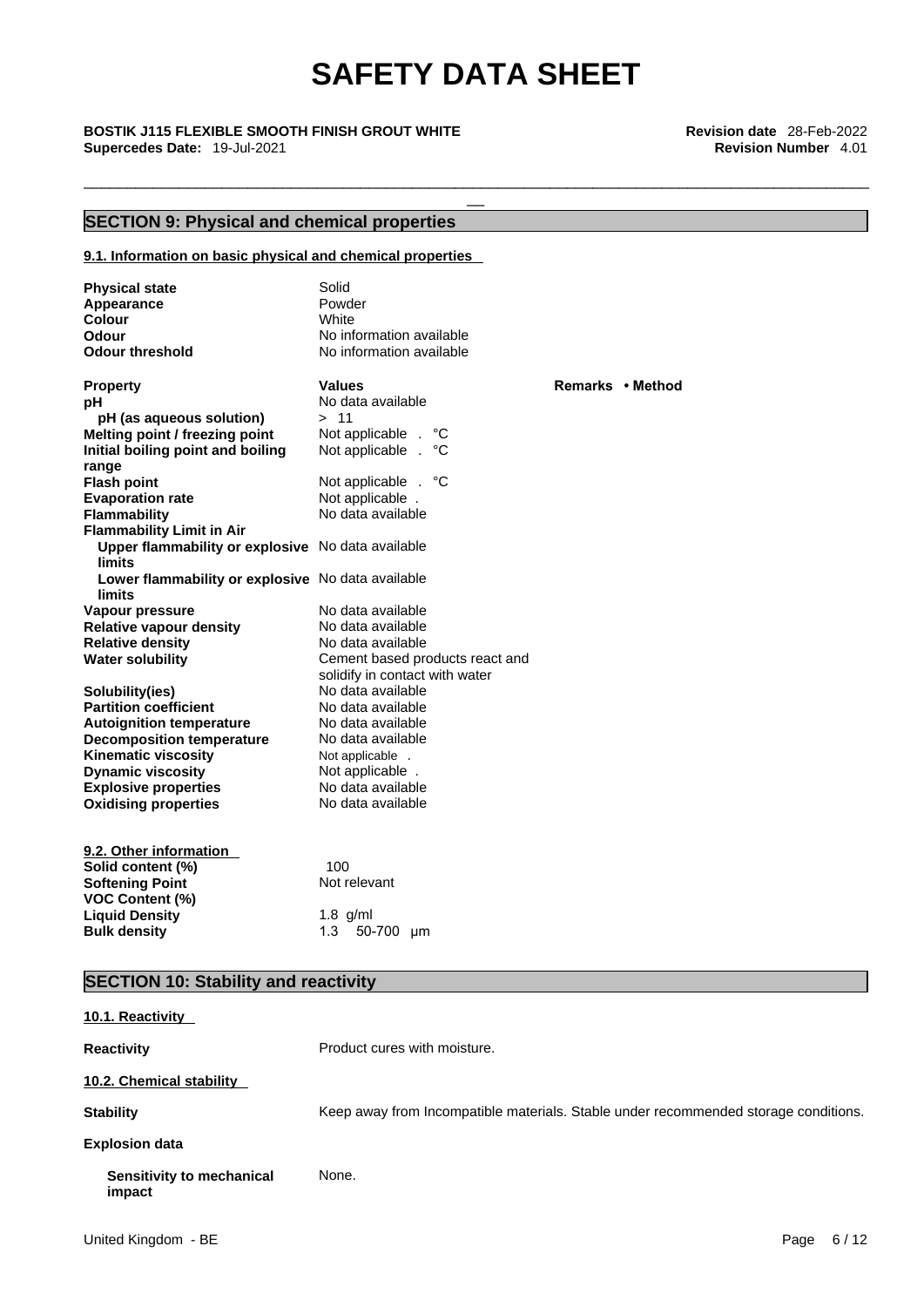## SECTION 9: Physical and chemical properties

### 9.1. Information on basic physical and chemical properties

| | |
|---|---|
| **Physical state** | Solid |
| **Appearance** | Powder |
| **Colour** | White |
| **Odour** | No information available |
| **Odour threshold** | No information available |

| **Property** | **Values** | **Remarks • Method** |
|---|---|---|
| **pH** | No data available | |
| **pH (as aqueous solution)** | > 11 | |
| **Melting point / freezing point** | Not applicable . °C | |
| **Initial boiling point and boiling range** | Not applicable . °C | |
| **Flash point** | Not applicable . °C | |
| **Evaporation rate** | Not applicable . | |
| **Flammability** | No data available | |
| **Flammability Limit in Air** | | |
| **Upper flammability or explosive limits** | No data available | |
| **Lower flammability or explosive limits** | No data available | |
| **Vapour pressure** | No data available | |
| **Relative vapour density** | No data available | |
| **Relative density** | No data available | |
| **Water solubility** | Cement based products react and solidify in contact with water | |
| **Solubility(ies)** | No data available | |
| **Partition coefficient** | No data available | |
| **Autoignition temperature** | No data available | |
| **Decomposition temperature** | No data available | |
| **Kinematic viscosity** | Not applicable . | |
| **Dynamic viscosity** | Not applicable . | |
| **Explosive properties** | No data available | |
| **Oxidising properties** | No data available | |

### 9.2. Other information

| | |
|---|---|
| **Solid content (%)** | 100 |
| **Softening Point** | Not relevant |
| **VOC Content (%)** | |
| **Liquid Density** | 1.8 g/ml |
| **Bulk density** | 1.3 50-700 µm |

## SECTION 10: Stability and reactivity

### 10.1. Reactivity

**Reactivity** Product cures with moisture.

### 10.2. Chemical stability

**Stability** Keep away from Incompatible materials. Stable under recommended storage conditions.

**Explosion data**

**Sensitivity to mechanical impact** None.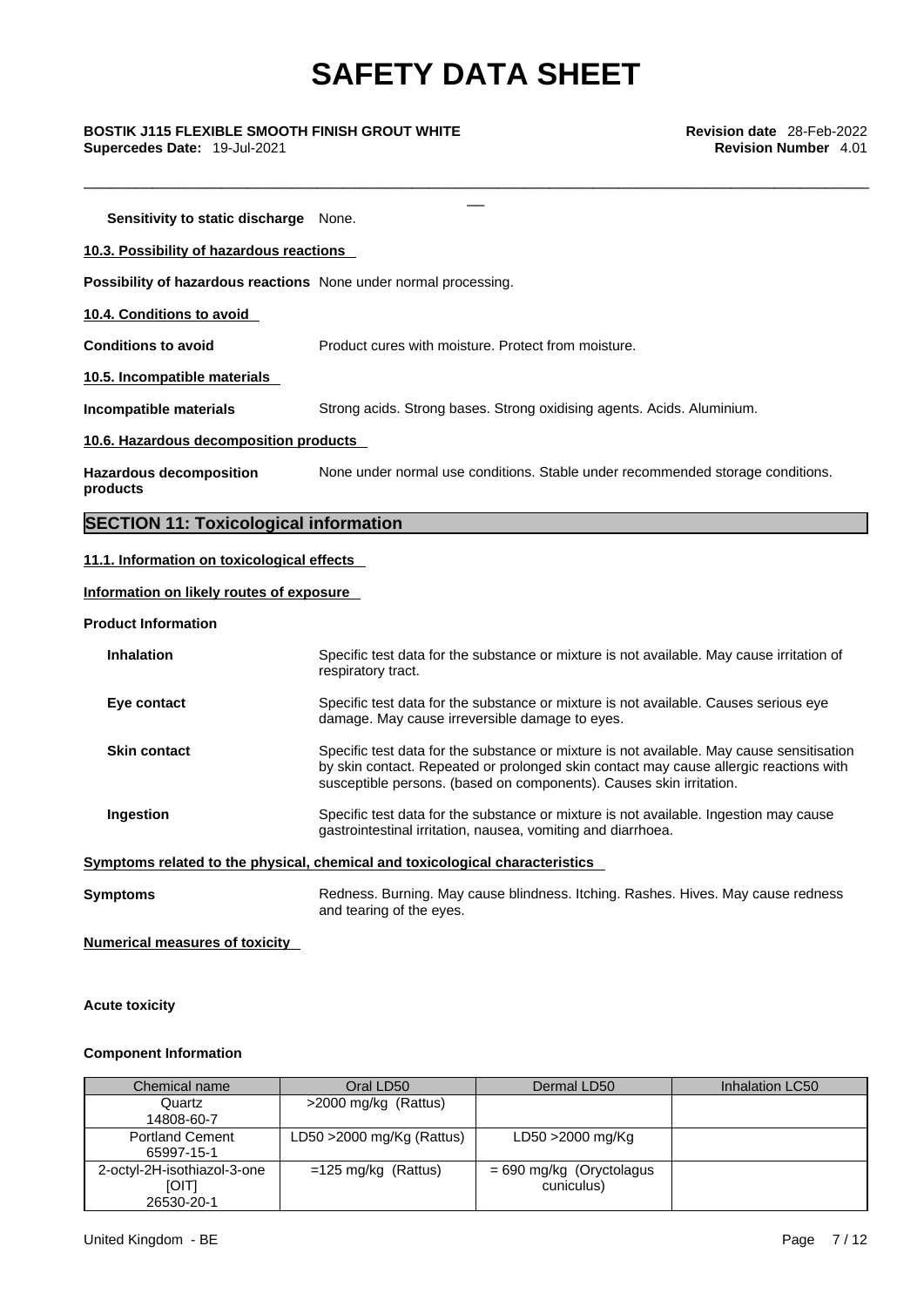**Sensitivity to static discharge** None.

**10.3. Possibility of hazardous reactions**

**Possibility of hazardous reactions** None under normal processing.

**10.4. Conditions to avoid**

**Conditions to avoid** Product cures with moisture. Protect from moisture.

**10.5. Incompatible materials**

**Incompatible materials** Strong acids. Strong bases. Strong oxidising agents. Acids. Aluminium.

**10.6. Hazardous decomposition products**

**Hazardous decomposition products** None under normal use conditions. Stable under recommended storage conditions.

## SECTION 11: Toxicological information

**11.1. Information on toxicological effects**

**Information on likely routes of exposure**

**Product Information**

**Inhalation** Specific test data for the substance or mixture is not available. May cause irritation of respiratory tract.

**Eye contact** Specific test data for the substance or mixture is not available. Causes serious eye damage. May cause irreversible damage to eyes.

**Skin contact** Specific test data for the substance or mixture is not available. May cause sensitisation by skin contact. Repeated or prolonged skin contact may cause allergic reactions with susceptible persons. (based on components). Causes skin irritation.

**Ingestion** Specific test data for the substance or mixture is not available. Ingestion may cause gastrointestinal irritation, nausea, vomiting and diarrhoea.

**Symptoms related to the physical, chemical and toxicological characteristics**

**Symptoms** Redness. Burning. May cause blindness. Itching. Rashes. Hives. May cause redness and tearing of the eyes.

**Numerical measures of toxicity**

**Acute toxicity**

**Component Information**

| Chemical name | Oral LD50 | Dermal LD50 | Inhalation LC50 |
|---|---|---|---|
| Quartz<br>14808-60-7 | >2000 mg/kg (Rattus) | | |
| Portland Cement<br>65997-15-1 | LD50 >2000 mg/Kg (Rattus) | LD50 >2000 mg/Kg | |
| 2-octyl-2H-isothiazol-3-one<br>[OIT]<br>26530-20-1 | =125 mg/kg (Rattus) | = 690 mg/kg (Oryctolagus cuniculus) | |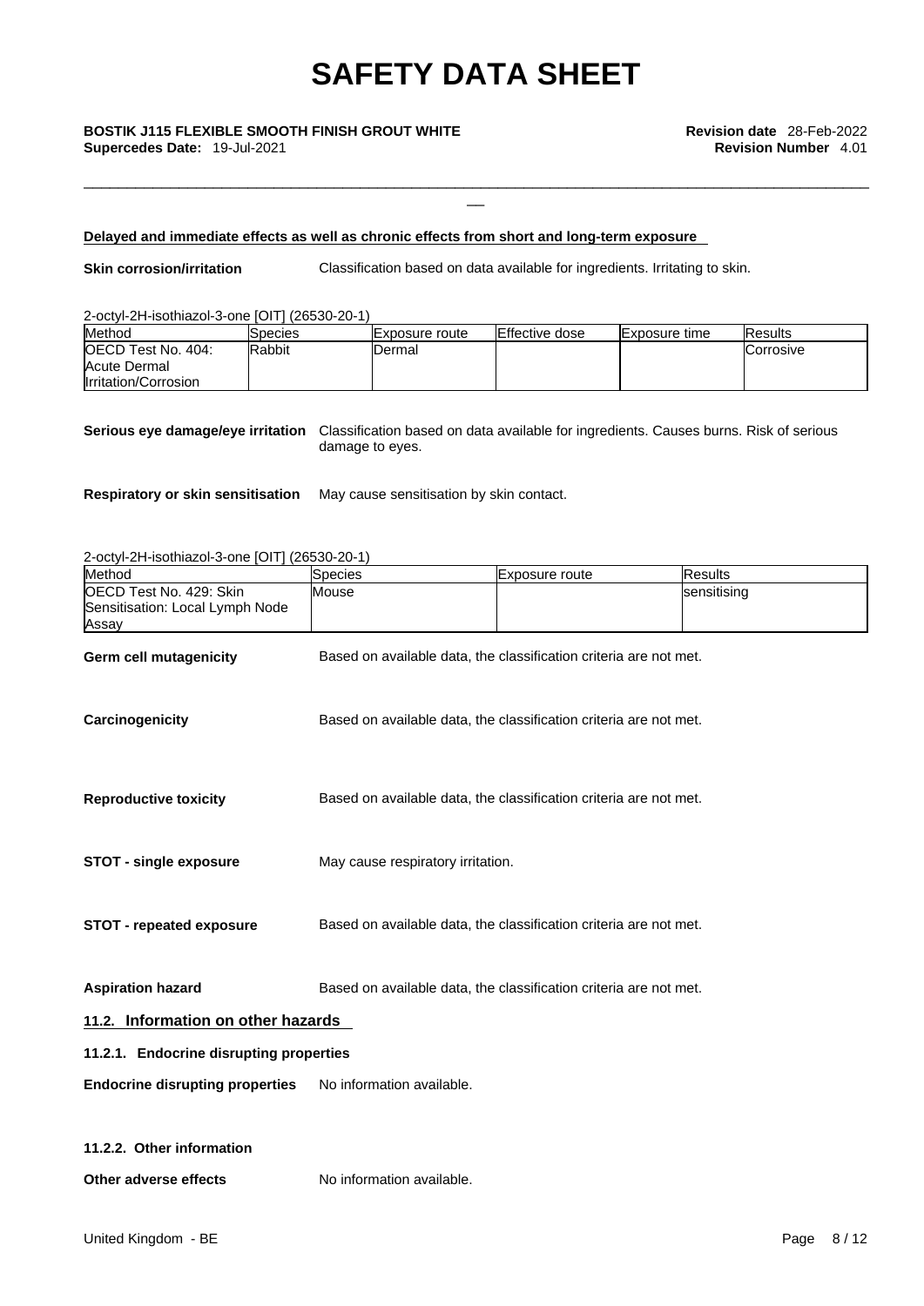**Delayed and immediate effects as well as chronic effects from short and long-term exposure**

**Skin corrosion/irritation** Classification based on data available for ingredients. Irritating to skin.

2-octyl-2H-isothiazol-3-one [OIT] (26530-20-1)

| Method | Species | Exposure route | Effective dose | Exposure time | Results |
|---|---|---|---|---|---|
| OECD Test No. 404: Acute Dermal Irritation/Corrosion | Rabbit | Dermal | | | Corrosive |

**Serious eye damage/eye irritation** Classification based on data available for ingredients. Causes burns. Risk of serious damage to eyes.

**Respiratory or skin sensitisation** May cause sensitisation by skin contact.

2-octyl-2H-isothiazol-3-one [OIT] (26530-20-1)

| Method | Species | Exposure route | Results |
|---|---|---|---|
| OECD Test No. 429: Skin Sensitisation: Local Lymph Node Assay | Mouse | | sensitising |

**Germ cell mutagenicity** Based on available data, the classification criteria are not met.

**Carcinogenicity** Based on available data, the classification criteria are not met.

**Reproductive toxicity** Based on available data, the classification criteria are not met.

**STOT - single exposure** May cause respiratory irritation.

**STOT - repeated exposure** Based on available data, the classification criteria are not met.

**Aspiration hazard** Based on available data, the classification criteria are not met.

## 11.2. Information on other hazards

### 11.2.1. Endocrine disrupting properties

**Endocrine disrupting properties** No information available.

### 11.2.2. Other information

**Other adverse effects** No information available.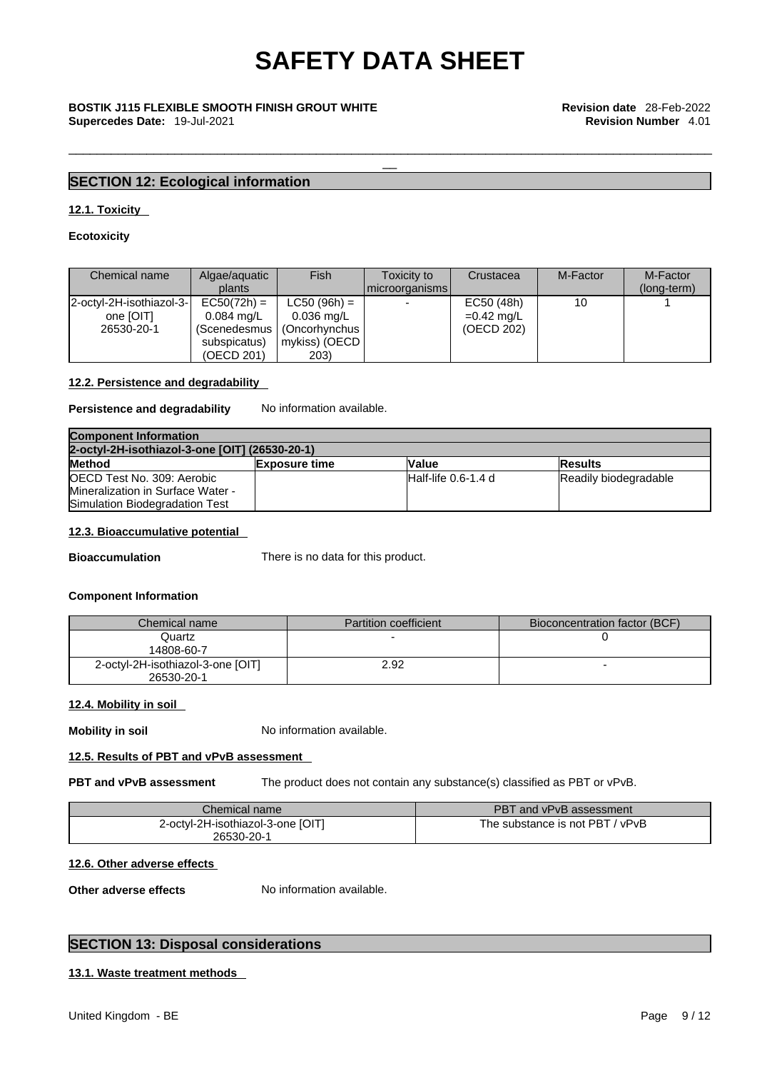## SECTION 12: Ecological information

### 12.1. Toxicity

**Ecotoxicity**

| Chemical name | Algae/aquatic plants | Fish | Toxicity to microorganisms | Crustacea | M-Factor | M-Factor (long-term) |
|---|---|---|---|---|---|---|
| 2-octyl-2H-isothiazol-3-one [OIT] 26530-20-1 | EC50(72h) = 0.084 mg/L (Scenedesmus subspicatus) (OECD 201) | LC50 (96h) = 0.036 mg/L (Oncorhynchus mykiss) (OECD 203) | - | EC50 (48h) =0.42 mg/L (OECD 202) | 10 | 1 |

### 12.2. Persistence and degradability

**Persistence and degradability** No information available.

| **Component Information** | | | |
|---|---|---|---|
| **2-octyl-2H-isothiazol-3-one [OIT] (26530-20-1)** | | | |
| **Method** | **Exposure time** | **Value** | **Results** |
| OECD Test No. 309: Aerobic Mineralization in Surface Water - Simulation Biodegradation Test | | Half-life 0.6-1.4 d | Readily biodegradable |

### 12.3. Bioaccumulative potential

**Bioaccumulation** There is no data for this product.

**Component Information**

| Chemical name | Partition coefficient | Bioconcentration factor (BCF) |
|---|---|---|
| Quartz 14808-60-7 | - | 0 |
| 2-octyl-2H-isothiazol-3-one [OIT] 26530-20-1 | 2.92 | - |

### 12.4. Mobility in soil

**Mobility in soil** No information available.

### 12.5. Results of PBT and vPvB assessment

**PBT and vPvB assessment** The product does not contain any substance(s) classified as PBT or vPvB.

| Chemical name | PBT and vPvB assessment |
|---|---|
| 2-octyl-2H-isothiazol-3-one [OIT] 26530-20-1 | The substance is not PBT / vPvB |

### 12.6. Other adverse effects

**Other adverse effects** No information available.

## SECTION 13: Disposal considerations

### 13.1. Waste treatment methods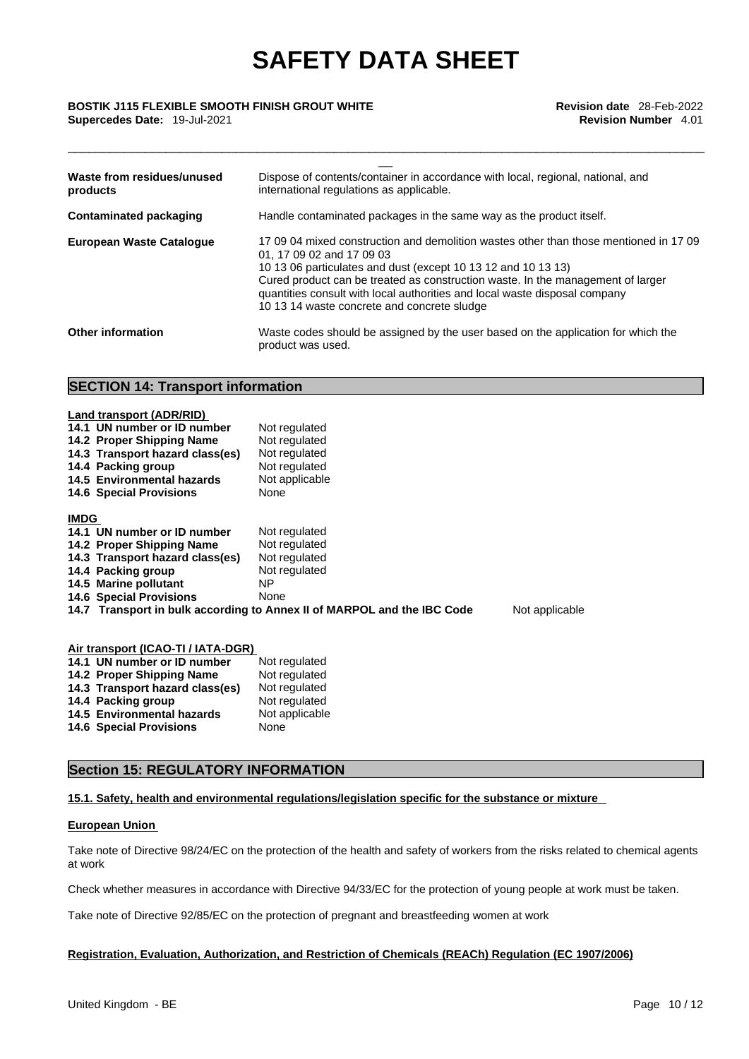| | |
|---|---|
| **Waste from residues/unused products** | Dispose of contents/container in accordance with local, regional, national, and international regulations as applicable. |
| **Contaminated packaging** | Handle contaminated packages in the same way as the product itself. |
| **European Waste Catalogue** | 17 09 04 mixed construction and demolition wastes other than those mentioned in 17 09 01, 17 09 02 and 17 09 03<br>10 13 06 particulates and dust (except 10 13 12 and 10 13 13)<br>Cured product can be treated as construction waste. In the management of larger quantities consult with local authorities and local waste disposal company<br>10 13 14 waste concrete and concrete sludge |
| **Other information** | Waste codes should be assigned by the user based on the application for which the product was used. |

## SECTION 14: Transport information

**Land transport (ADR/RID)**

| | |
|---|---|
| **14.1 UN number or ID number** | Not regulated |
| **14.2 Proper Shipping Name** | Not regulated |
| **14.3 Transport hazard class(es)** | Not regulated |
| **14.4 Packing group** | Not regulated |
| **14.5 Environmental hazards** | Not applicable |
| **14.6 Special Provisions** | None |

**IMDG**

| | |
|---|---|
| **14.1 UN number or ID number** | Not regulated |
| **14.2 Proper Shipping Name** | Not regulated |
| **14.3 Transport hazard class(es)** | Not regulated |
| **14.4 Packing group** | Not regulated |
| **14.5 Marine pollutant** | NP |
| **14.6 Special Provisions** | None |
| **14.7 Transport in bulk according to Annex II of MARPOL and the IBC Code** | Not applicable |

**Air transport (ICAO-TI / IATA-DGR)**

| | |
|---|---|
| **14.1 UN number or ID number** | Not regulated |
| **14.2 Proper Shipping Name** | Not regulated |
| **14.3 Transport hazard class(es)** | Not regulated |
| **14.4 Packing group** | Not regulated |
| **14.5 Environmental hazards** | Not applicable |
| **14.6 Special Provisions** | None |

## Section 15: REGULATORY INFORMATION

**15.1. Safety, health and environmental regulations/legislation specific for the substance or mixture**

**European Union**

Take note of Directive 98/24/EC on the protection of the health and safety of workers from the risks related to chemical agents at work

Check whether measures in accordance with Directive 94/33/EC for the protection of young people at work must be taken.

Take note of Directive 92/85/EC on the protection of pregnant and breastfeeding women at work

**Registration, Evaluation, Authorization, and Restriction of Chemicals (REACh) Regulation (EC 1907/2006)**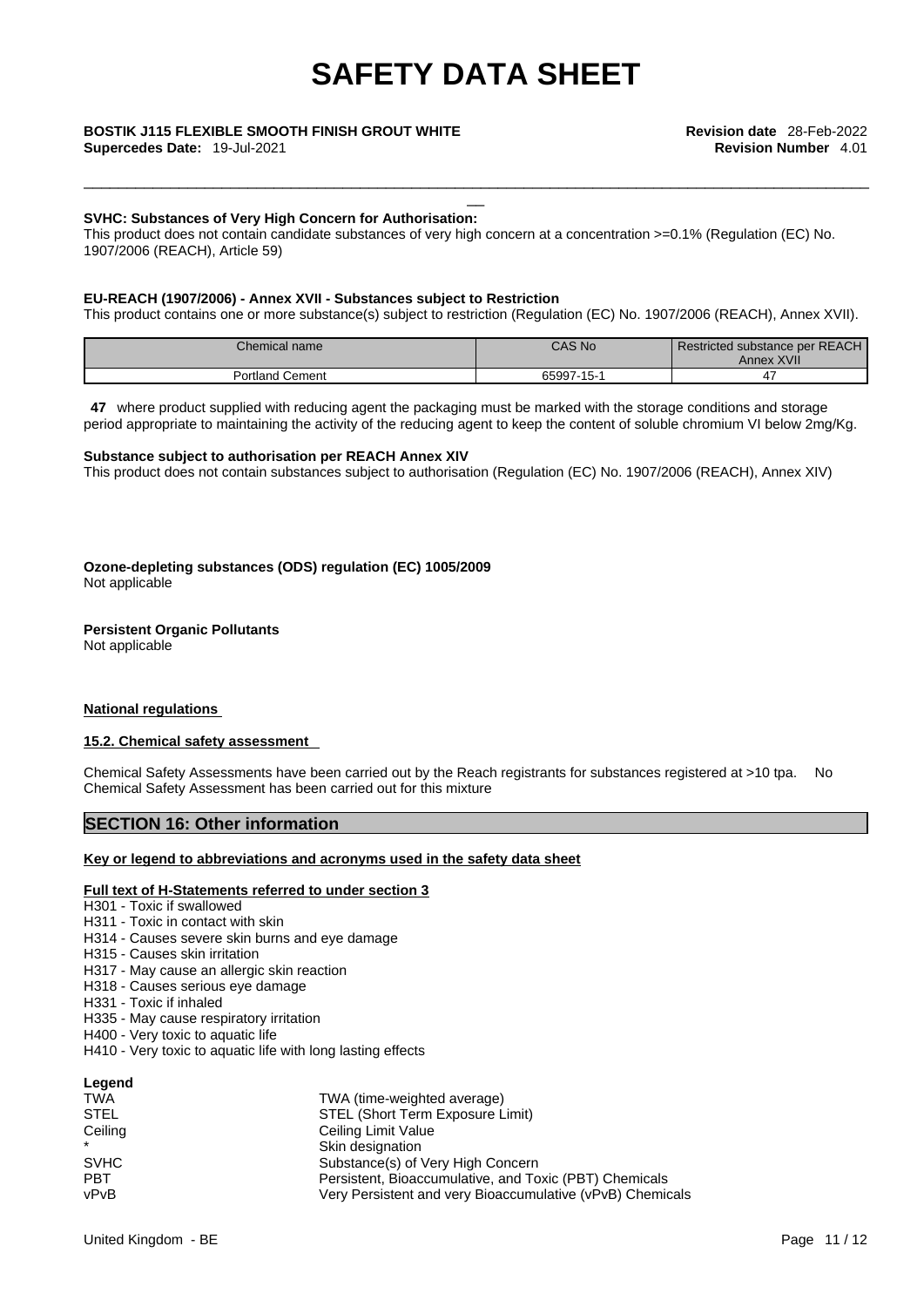**SVHC: Substances of Very High Concern for Authorisation:**
This product does not contain candidate substances of very high concern at a concentration >=0.1% (Regulation (EC) No. 1907/2006 (REACH), Article 59)

**EU-REACH (1907/2006) - Annex XVII - Substances subject to Restriction**
This product contains one or more substance(s) subject to restriction (Regulation (EC) No. 1907/2006 (REACH), Annex XVII).

| Chemical name | CAS No | Restricted substance per REACH Annex XVII |
|---|---|---|
| Portland Cement | 65997-15-1 | 47 |

**47** where product supplied with reducing agent the packaging must be marked with the storage conditions and storage period appropriate to maintaining the activity of the reducing agent to keep the content of soluble chromium VI below 2mg/Kg.

**Substance subject to authorisation per REACH Annex XIV**
This product does not contain substances subject to authorisation (Regulation (EC) No. 1907/2006 (REACH), Annex XIV)

**Ozone-depleting substances (ODS) regulation (EC) 1005/2009**
Not applicable

**Persistent Organic Pollutants**
Not applicable

**National regulations**

**15.2. Chemical safety assessment**

Chemical Safety Assessments have been carried out by the Reach registrants for substances registered at >10 tpa. No Chemical Safety Assessment has been carried out for this mixture

## SECTION 16: Other information

**Key or legend to abbreviations and acronyms used in the safety data sheet**

**Full text of H-Statements referred to under section 3**
H301 - Toxic if swallowed
H311 - Toxic in contact with skin
H314 - Causes severe skin burns and eye damage
H315 - Causes skin irritation
H317 - May cause an allergic skin reaction
H318 - Causes serious eye damage
H331 - Toxic if inhaled
H335 - May cause respiratory irritation
H400 - Very toxic to aquatic life
H410 - Very toxic to aquatic life with long lasting effects

**Legend**

| | |
|---|---|
| TWA | TWA (time-weighted average) |
| STEL | STEL (Short Term Exposure Limit) |
| Ceiling | Ceiling Limit Value |
| * | Skin designation |
| SVHC | Substance(s) of Very High Concern |
| PBT | Persistent, Bioaccumulative, and Toxic (PBT) Chemicals |
| vPvB | Very Persistent and very Bioaccumulative (vPvB) Chemicals |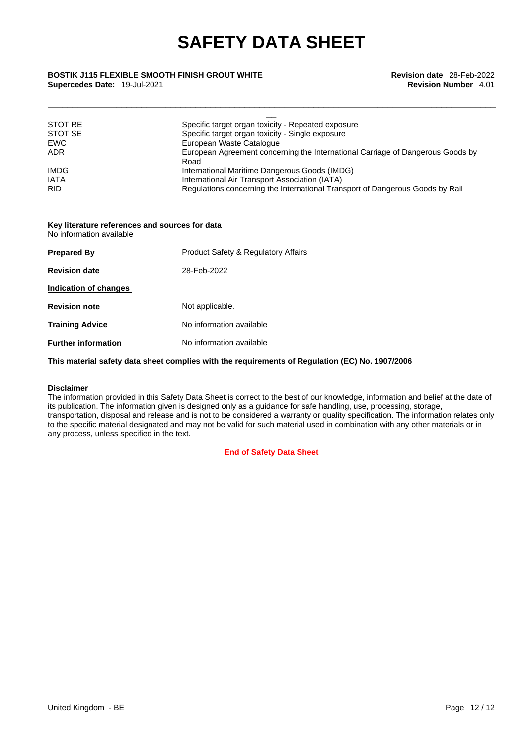| | |
|---|---|
| STOT RE | Specific target organ toxicity - Repeated exposure |
| STOT SE | Specific target organ toxicity - Single exposure |
| EWC | European Waste Catalogue |
| ADR | European Agreement concerning the International Carriage of Dangerous Goods by Road |
| IMDG | International Maritime Dangerous Goods (IMDG) |
| IATA | International Air Transport Association (IATA) |
| RID | Regulations concerning the International Transport of Dangerous Goods by Rail |

**Key literature references and sources for data**
No information available

**Prepared By** Product Safety & Regulatory Affairs

**Revision date** 28-Feb-2022

**Indication of changes**

**Revision note** Not applicable.

**Training Advice** No information available

**Further information** No information available

**This material safety data sheet complies with the requirements of Regulation (EC) No. 1907/2006**

**Disclaimer**
The information provided in this Safety Data Sheet is correct to the best of our knowledge, information and belief at the date of its publication. The information given is designed only as a guidance for safe handling, use, processing, storage, transportation, disposal and release and is not to be considered a warranty or quality specification. The information relates only to the specific material designated and may not be valid for such material used in combination with any other materials or in any process, unless specified in the text.

**End of Safety Data Sheet**